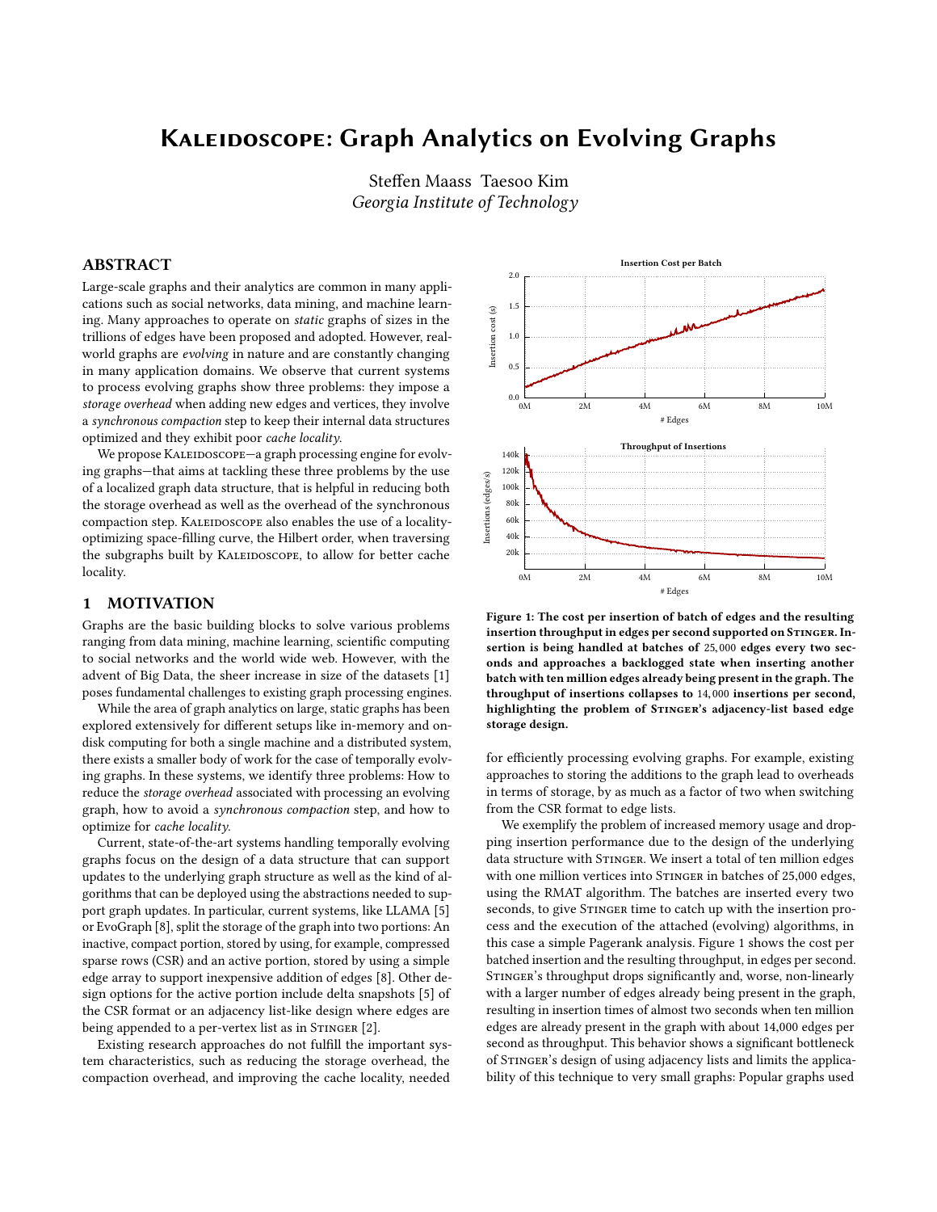# KALEIDOSCOPE: Graph Analytics on Evolving Graphs

Steffen Maass Taesoo Kim
*Georgia Institute of Technology*

## ABSTRACT

Large-scale graphs and their analytics are common in many applications such as social networks, data mining, and machine learning. Many approaches to operate on *static* graphs of sizes in the trillions of edges have been proposed and adopted. However, real-world graphs are *evolving* in nature and are constantly changing in many application domains. We observe that current systems to process evolving graphs show three problems: they impose a *storage overhead* when adding new edges and vertices, they involve a *synchronous compaction* step to keep their internal data structures optimized and they exhibit poor *cache locality*.

We propose KALEIDOSCOPE—a graph processing engine for evolving graphs—that aims at tackling these three problems by the use of a localized graph data structure, that is helpful in reducing both the storage overhead as well as the overhead of the synchronous compaction step. KALEIDOSCOPE also enables the use of a locality-optimizing space-filling curve, the Hilbert order, when traversing the subgraphs built by KALEIDOSCOPE, to allow for better cache locality.

## 1 MOTIVATION

Graphs are the basic building blocks to solve various problems ranging from data mining, machine learning, scientific computing to social networks and the world wide web. However, with the advent of Big Data, the sheer increase in size of the datasets [1] poses fundamental challenges to existing graph processing engines.

While the area of graph analytics on large, static graphs has been explored extensively for different setups like in-memory and on-disk computing for both a single machine and a distributed system, there exists a smaller body of work for the case of temporally evolving graphs. In these systems, we identify three problems: How to reduce the *storage overhead* associated with processing an evolving graph, how to avoid a *synchronous compaction* step, and how to optimize for *cache locality*.

Current, state-of-the-art systems handling temporally evolving graphs focus on the design of a data structure that can support updates to the underlying graph structure as well as the kind of algorithms that can be deployed using the abstractions needed to support graph updates. In particular, current systems, like LLAMA [5] or EvoGraph [8], split the storage of the graph into two portions: An inactive, compact portion, stored by using, for example, compressed sparse rows (CSR) and an active portion, stored by using a simple edge array to support inexpensive addition of edges [8]. Other design options for the active portion include delta snapshots [5] of the CSR format or an adjacency list-like design where edges are being appended to a per-vertex list as in STINGER [2].

Existing research approaches do not fulfill the important system characteristics, such as reducing the storage overhead, the compaction overhead, and improving the cache locality, needed for efficiently processing evolving graphs. For example, existing approaches to storing the additions to the graph lead to overheads in terms of storage, by as much as a factor of two when switching from the CSR format to edge lists.

**Figure 1: The cost per insertion of batch of edges and the resulting insertion throughput in edges per second supported on STINGER. Insertion is being handled at batches of 25,000 edges every two seconds and approaches a backlogged state when inserting another batch with ten million edges already being present in the graph. The throughput of insertions collapses to 14,000 insertions per second, highlighting the problem of STINGER's adjacency-list based edge storage design.**

We exemplify the problem of increased memory usage and dropping insertion performance due to the design of the underlying data structure with STINGER. We insert a total of ten million edges with one million vertices into STINGER in batches of 25,000 edges, using the RMAT algorithm. The batches are inserted every two seconds, to give STINGER time to catch up with the insertion process and the execution of the attached (evolving) algorithms, in this case a simple Pagerank analysis. Figure 1 shows the cost per batched insertion and the resulting throughput, in edges per second. STINGER's throughput drops significantly and, worse, non-linearly with a larger number of edges already being present in the graph, resulting in insertion times of almost two seconds when ten million edges are already present in the graph with about 14,000 edges per second as throughput. This behavior shows a significant bottleneck of STINGER's design of using adjacency lists and limits the applicability of this technique to very small graphs: Popular graphs used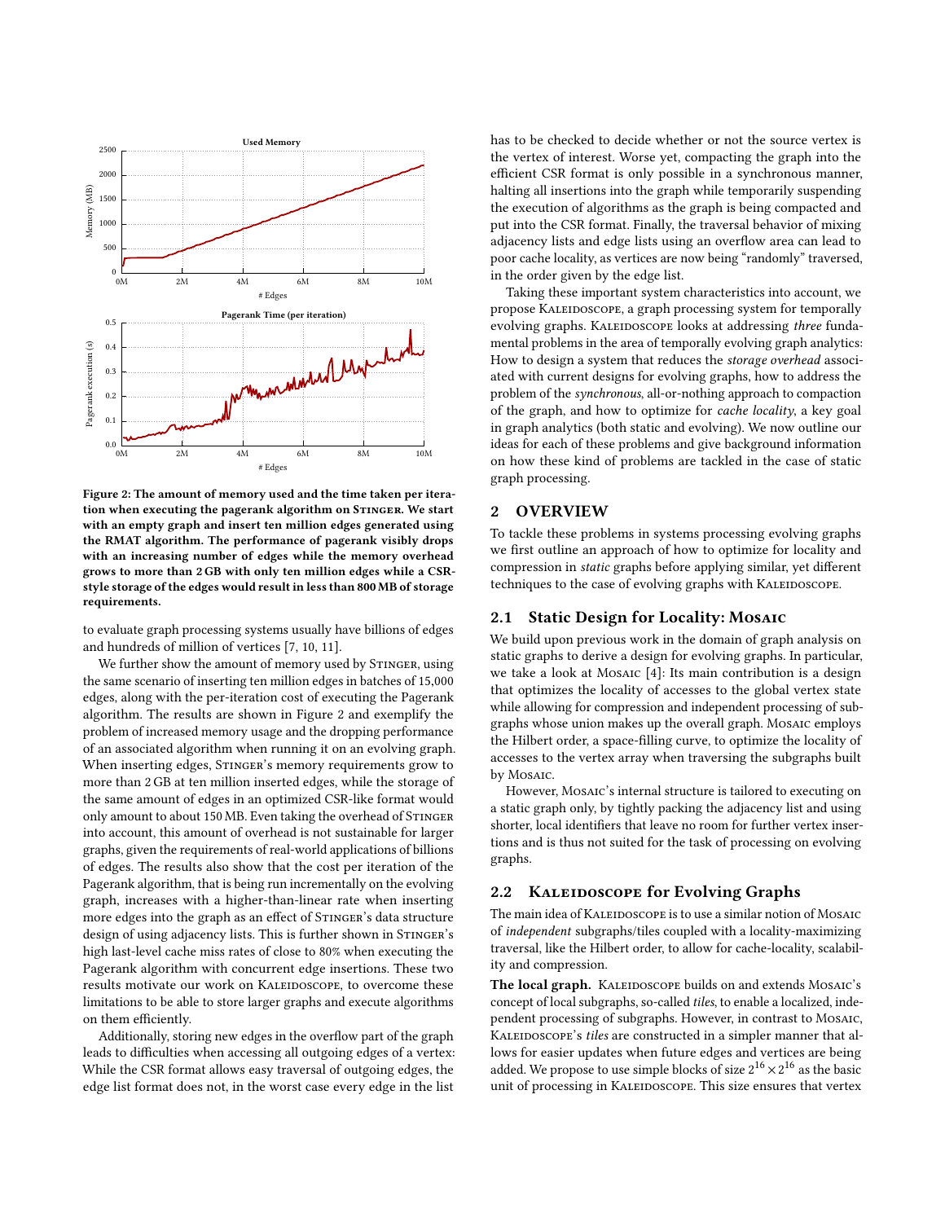Figure 2: The amount of memory used and the time taken per iteration when executing the pagerank algorithm on STINGER. We start with an empty graph and insert ten million edges generated using the RMAT algorithm. The performance of pagerank visibly drops with an increasing number of edges while the memory overhead grows to more than 2 GB with only ten million edges while a CSR-style storage of the edges would result in less than 800 MB of storage requirements.

to evaluate graph processing systems usually have billions of edges and hundreds of million of vertices [7, 10, 11].

We further show the amount of memory used by STINGER, using the same scenario of inserting ten million edges in batches of 15,000 edges, along with the per-iteration cost of executing the Pagerank algorithm. The results are shown in Figure 2 and exemplify the problem of increased memory usage and the dropping performance of an associated algorithm when running it on an evolving graph. When inserting edges, STINGER's memory requirements grow to more than 2 GB at ten million inserted edges, while the storage of the same amount of edges in an optimized CSR-like format would only amount to about 150 MB. Even taking the overhead of STINGER into account, this amount of overhead is not sustainable for larger graphs, given the requirements of real-world applications of billions of edges. The results also show that the cost per iteration of the Pagerank algorithm, that is being run incrementally on the evolving graph, increases with a higher-than-linear rate when inserting more edges into the graph as an effect of STINGER's data structure design of using adjacency lists. This is further shown in STINGER's high last-level cache miss rates of close to 80% when executing the Pagerank algorithm with concurrent edge insertions. These two results motivate our work on KALEIDOSCOPE, to overcome these limitations to be able to store larger graphs and execute algorithms on them efficiently.

Additionally, storing new edges in the overflow part of the graph leads to difficulties when accessing all outgoing edges of a vertex: While the CSR format allows easy traversal of outgoing edges, the edge list format does not, in the worst case every edge in the list has to be checked to decide whether or not the source vertex is the vertex of interest. Worse yet, compacting the graph into the efficient CSR format is only possible in a synchronous manner, halting all insertions into the graph while temporarily suspending the execution of algorithms as the graph is being compacted and put into the CSR format. Finally, the traversal behavior of mixing adjacency lists and edge lists using an overflow area can lead to poor cache locality, as vertices are now being "randomly" traversed, in the order given by the edge list.

Taking these important system characteristics into account, we propose KALEIDOSCOPE, a graph processing system for temporally evolving graphs. KALEIDOSCOPE looks at addressing *three* fundamental problems in the area of temporally evolving graph analytics: How to design a system that reduces the *storage overhead* associated with current designs for evolving graphs, how to address the problem of the *synchronous*, all-or-nothing approach to compaction of the graph, and how to optimize for *cache locality*, a key goal in graph analytics (both static and evolving). We now outline our ideas for each of these problems and give background information on how these kind of problems are tackled in the case of static graph processing.

## 2 OVERVIEW

To tackle these problems in systems processing evolving graphs we first outline an approach of how to optimize for locality and compression in *static* graphs before applying similar, yet different techniques to the case of evolving graphs with KALEIDOSCOPE.

### 2.1 Static Design for Locality: MOSAIC

We build upon previous work in the domain of graph analysis on static graphs to derive a design for evolving graphs. In particular, we take a look at MOSAIC [4]: Its main contribution is a design that optimizes the locality of accesses to the global vertex state while allowing for compression and independent processing of subgraphs whose union makes up the overall graph. MOSAIC employs the Hilbert order, a space-filling curve, to optimize the locality of accesses to the vertex array when traversing the subgraphs built by MOSAIC.

However, MOSAIC's internal structure is tailored to executing on a static graph only, by tightly packing the adjacency list and using shorter, local identifiers that leave no room for further vertex insertions and is thus not suited for the task of processing on evolving graphs.

### 2.2 KALEIDOSCOPE for Evolving Graphs

The main idea of KALEIDOSCOPE is to use a similar notion of MOSAIC of *independent* subgraphs/tiles coupled with a locality-maximizing traversal, like the Hilbert order, to allow for cache-locality, scalability and compression.

**The local graph.** KALEIDOSCOPE builds on and extends MOSAIC's concept of local subgraphs, so-called *tiles*, to enable a localized, independent processing of subgraphs. However, in contrast to MOSAIC, KALEIDOSCOPE's *tiles* are constructed in a simpler manner that allows for easier updates when future edges and vertices are being added. We propose to use simple blocks of size $2^{16} \times 2^{16}$ as the basic unit of processing in KALEIDOSCOPE. This size ensures that vertex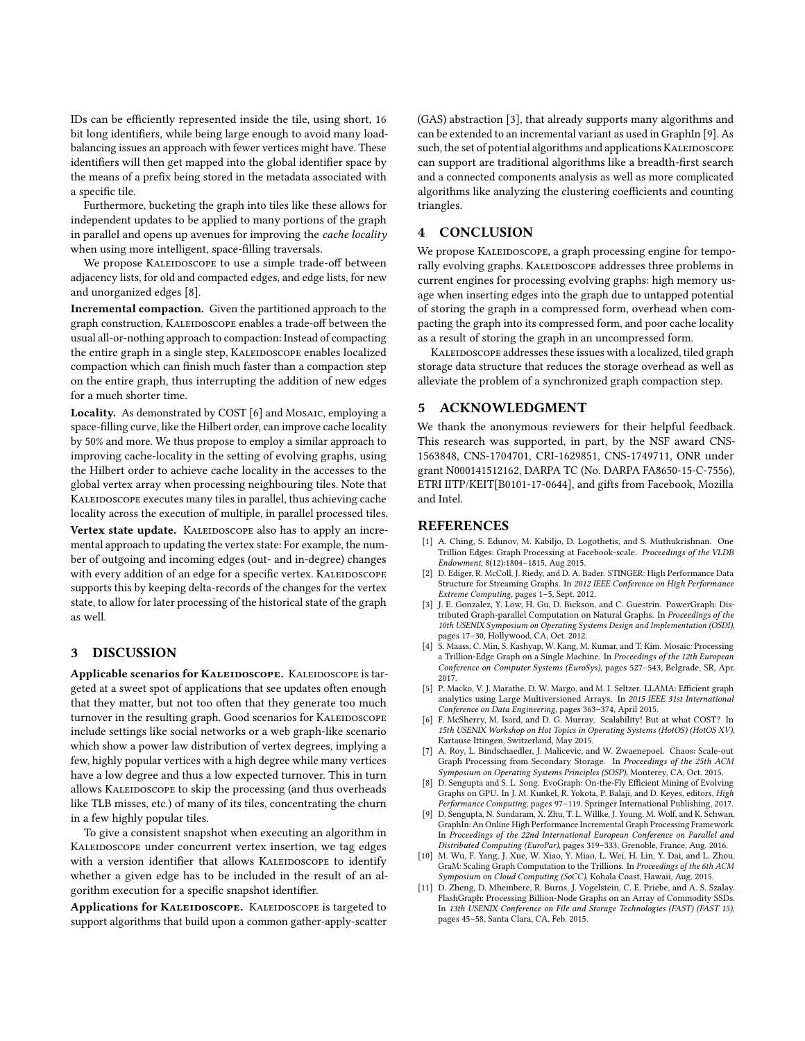IDs can be efficiently represented inside the tile, using short, 16 bit long identifiers, while being large enough to avoid many load-balancing issues an approach with fewer vertices might have. These identifiers will then get mapped into the global identifier space by the means of a prefix being stored in the metadata associated with a specific tile.

Furthermore, bucketing the graph into tiles like these allows for independent updates to be applied to many portions of the graph in parallel and opens up avenues for improving the *cache locality* when using more intelligent, space-filling traversals.

We propose Kaleidoscope to use a simple trade-off between adjacency lists, for old and compacted edges, and edge lists, for new and unorganized edges [8].

**Incremental compaction.** Given the partitioned approach to the graph construction, Kaleidoscope enables a trade-off between the usual all-or-nothing approach to compaction: Instead of compacting the entire graph in a single step, Kaleidoscope enables localized compaction which can finish much faster than a compaction step on the entire graph, thus interrupting the addition of new edges for a much shorter time.

**Locality.** As demonstrated by COST [6] and Mosaic, employing a space-filling curve, like the Hilbert order, can improve cache locality by 50% and more. We thus propose to employ a similar approach to improving cache-locality in the setting of evolving graphs, using the Hilbert order to achieve cache locality in the accesses to the global vertex array when processing neighbouring tiles. Note that Kaleidoscope executes many tiles in parallel, thus achieving cache locality across the execution of multiple, in parallel processed tiles.

**Vertex state update.** Kaleidoscope also has to apply an incremental approach to updating the vertex state: For example, the number of outgoing and incoming edges (out- and in-degree) changes with every addition of an edge for a specific vertex. Kaleidoscope supports this by keeping delta-records of the changes for the vertex state, to allow for later processing of the historical state of the graph as well.

## 3 DISCUSSION

**Applicable scenarios for Kaleidoscope.** Kaleidoscope is targeted at a sweet spot of applications that see updates often enough that they matter, but not too often that they generate too much turnover in the resulting graph. Good scenarios for Kaleidoscope include settings like social networks or a web graph-like scenario which show a power law distribution of vertex degrees, implying a few, highly popular vertices with a high degree while many vertices have a low degree and thus a low expected turnover. This in turn allows Kaleidoscope to skip the processing (and thus overheads like TLB misses, etc.) of many of its tiles, concentrating the churn in a few highly popular tiles.

To give a consistent snapshot when executing an algorithm in Kaleidoscope under concurrent vertex insertion, we tag edges with a version identifier that allows Kaleidoscope to identify whether a given edge has to be included in the result of an algorithm execution for a specific snapshot identifier.

**Applications for Kaleidoscope.** Kaleidoscope is targeted to support algorithms that build upon a common gather-apply-scatter (GAS) abstraction [3], that already supports many algorithms and can be extended to an incremental variant as used in GraphIn [9]. As such, the set of potential algorithms and applications Kaleidoscope can support are traditional algorithms like a breadth-first search and a connected components analysis as well as more complicated algorithms like analyzing the clustering coefficients and counting triangles.

## 4 CONCLUSION

We propose Kaleidoscope, a graph processing engine for temporally evolving graphs. Kaleidoscope addresses three problems in current engines for processing evolving graphs: high memory usage when inserting edges into the graph due to untapped potential of storing the graph in a compressed form, overhead when compacting the graph into its compressed form, and poor cache locality as a result of storing the graph in an uncompressed form.

Kaleidoscope addresses these issues with a localized, tiled graph storage data structure that reduces the storage overhead as well as alleviate the problem of a synchronized graph compaction step.

## 5 ACKNOWLEDGMENT

We thank the anonymous reviewers for their helpful feedback. This research was supported, in part, by the NSF award CNS-1563848, CNS-1704701, CRI-1629851, CNS-1749711, ONR under grant N000141512162, DARPA TC (No. DARPA FA8650-15-C-7556), ETRI IITP/KEIT[B0101-17-0644], and gifts from Facebook, Mozilla and Intel.

## REFERENCES

[1] A. Ching, S. Edunov, M. Kabiljo, D. Logothetis, and S. Muthukrishnan. One Trillion Edges: Graph Processing at Facebook-scale. *Proceedings of the VLDB Endowment*, 8(12):1804–1815, Aug 2015.

[2] D. Ediger, R. McColl, J. Riedy, and D. A. Bader. STINGER: High Performance Data Structure for Streaming Graphs. In *2012 IEEE Conference on High Performance Extreme Computing*, pages 1–5, Sept. 2012.

[3] J. E. Gonzalez, Y. Low, H. Gu, D. Bickson, and C. Guestrin. PowerGraph: Distributed Graph-parallel Computation on Natural Graphs. In *Proceedings of the 10th USENIX Symposium on Operating Systems Design and Implementation (OSDI)*, pages 17–30, Hollywood, CA, Oct. 2012.

[4] S. Maass, C. Min, S. Kashyap, W. Kang, M. Kumar, and T. Kim. Mosaic: Processing a Trillion-Edge Graph on a Single Machine. In *Proceedings of the 12th European Conference on Computer Systems (EuroSys)*, pages 527–543, Belgrade, SR, Apr. 2017.

[5] P. Macko, V. J. Marathe, D. W. Margo, and M. I. Seltzer. LLAMA: Efficient graph analytics using Large Multiversioned Arrays. In *2015 IEEE 31st International Conference on Data Engineering*, pages 363–374, April 2015.

[6] F. McSherry, M. Isard, and D. G. Murray. Scalability! But at what COST? In *15th USENIX Workshop on Hot Topics in Operating Systems (HotOS) (HotOS XV)*, Kartause Ittingen, Switzerland, May 2015.

[7] A. Roy, L. Bindschaedler, J. Malicevic, and W. Zwaenepoel. Chaos: Scale-out Graph Processing from Secondary Storage. In *Proceedings of the 25th ACM Symposium on Operating Systems Principles (SOSP)*, Monterey, CA, Oct. 2015.

[8] D. Sengupta and S. L. Song. EvoGraph: On-the-Fly Efficient Mining of Evolving Graphs on GPU. In J. M. Kunkel, R. Yokota, P. Balaji, and D. Keyes, editors, *High Performance Computing*, pages 97–119. Springer International Publishing, 2017.

[9] D. Sengupta, N. Sundaram, X. Zhu, T. L. Willke, J. Young, M. Wolf, and K. Schwan. GraphIn: An Online High Performance Incremental Graph Processing Framework. In *Proceedings of the 22nd International European Conference on Parallel and Distributed Computing (EuroPar)*, pages 319–333, Grenoble, France, Aug. 2016.

[10] M. Wu, F. Yang, J. Xue, W. Xiao, Y. Miao, L. Wei, H. Lin, Y. Dai, and L. Zhou. GraM: Scaling Graph Computation to the Trillions. In *Proceedings of the 6th ACM Symposium on Cloud Computing (SoCC)*, Kohala Coast, Hawaii, Aug. 2015.

[11] D. Zheng, D. Mhembere, R. Burns, J. Vogelstein, C. E. Priebe, and A. S. Szalay. FlashGraph: Processing Billion-Node Graphs on an Array of Commodity SSDs. In *13th USENIX Conference on File and Storage Technologies (FAST) (FAST 15)*, pages 45–58, Santa Clara, CA, Feb. 2015.